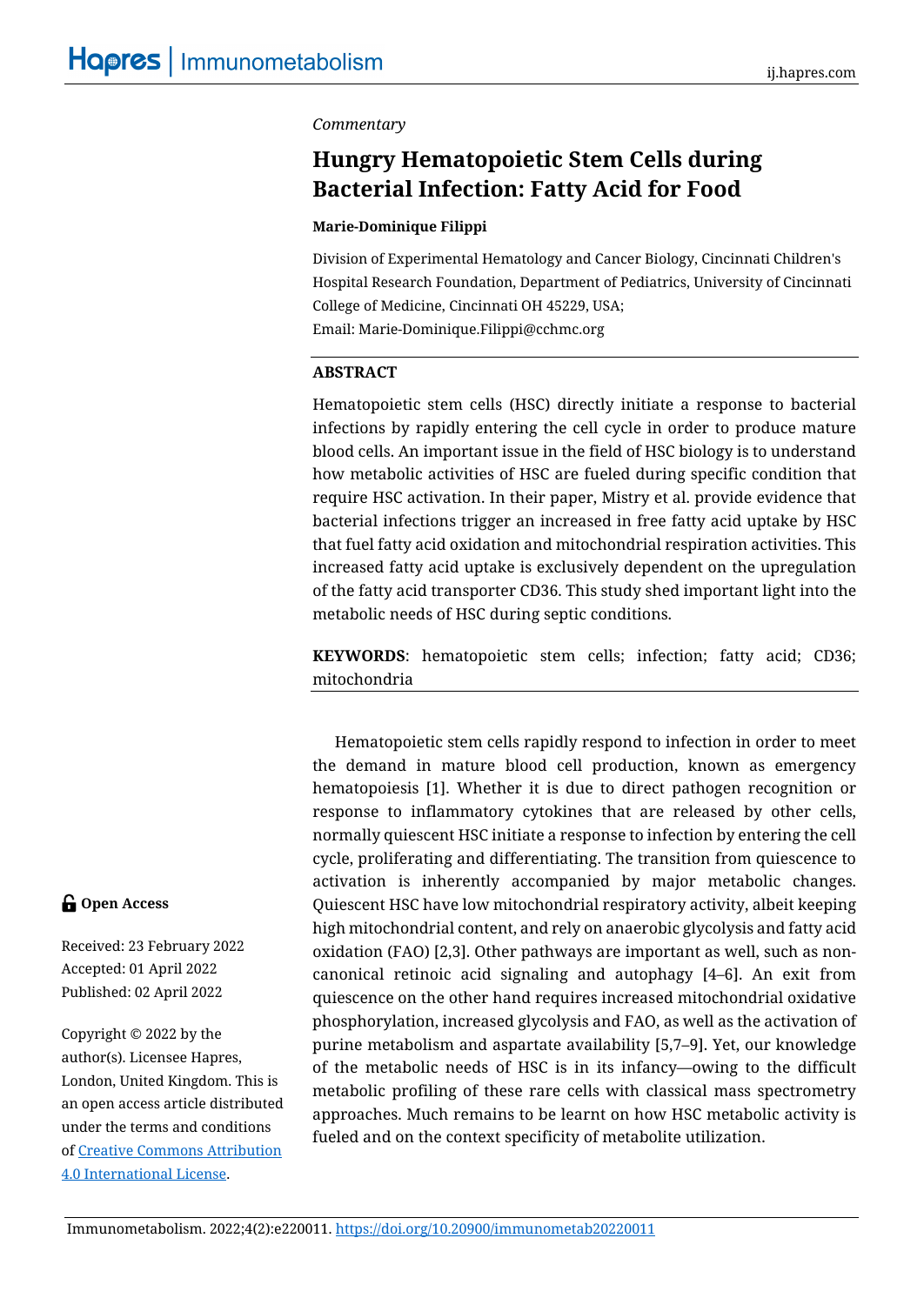*Commentary*

# Hungry Hematopoietic Stem Cells during Bacterial Infection: Fatty Acid for Food

**Marie-Dominique Filippi**

Division of Experimental Hematology and Cancer Biology, Cincinnati Children's Hospital Research Foundation, Department of Pediatrics, University of Cincinnati College of Medicine, Cincinnati OH 45229, USA;
Email: Marie-Dominique.Filippi@cchmc.org

## ABSTRACT

Hematopoietic stem cells (HSC) directly initiate a response to bacterial infections by rapidly entering the cell cycle in order to produce mature blood cells. An important issue in the field of HSC biology is to understand how metabolic activities of HSC are fueled during specific condition that require HSC activation. In their paper, Mistry et al. provide evidence that bacterial infections trigger an increased in free fatty acid uptake by HSC that fuel fatty acid oxidation and mitochondrial respiration activities. This increased fatty acid uptake is exclusively dependent on the upregulation of the fatty acid transporter CD36. This study shed important light into the metabolic needs of HSC during septic conditions.

**KEYWORDS**: hematopoietic stem cells; infection; fatty acid; CD36; mitochondria

Open Access

Received: 23 February 2022
Accepted: 01 April 2022
Published: 02 April 2022

Copyright © 2022 by the author(s). Licensee Hapres, London, United Kingdom. This is an open access article distributed under the terms and conditions of Creative Commons Attribution 4.0 International License.

Hematopoietic stem cells rapidly respond to infection in order to meet the demand in mature blood cell production, known as emergency hematopoiesis [1]. Whether it is due to direct pathogen recognition or response to inflammatory cytokines that are released by other cells, normally quiescent HSC initiate a response to infection by entering the cell cycle, proliferating and differentiating. The transition from quiescence to activation is inherently accompanied by major metabolic changes. Quiescent HSC have low mitochondrial respiratory activity, albeit keeping high mitochondrial content, and rely on anaerobic glycolysis and fatty acid oxidation (FAO) [2,3]. Other pathways are important as well, such as non-canonical retinoic acid signaling and autophagy [4–6]. An exit from quiescence on the other hand requires increased mitochondrial oxidative phosphorylation, increased glycolysis and FAO, as well as the activation of purine metabolism and aspartate availability [5,7–9]. Yet, our knowledge of the metabolic needs of HSC is in its infancy—owing to the difficult metabolic profiling of these rare cells with classical mass spectrometry approaches. Much remains to be learnt on how HSC metabolic activity is fueled and on the context specificity of metabolite utilization.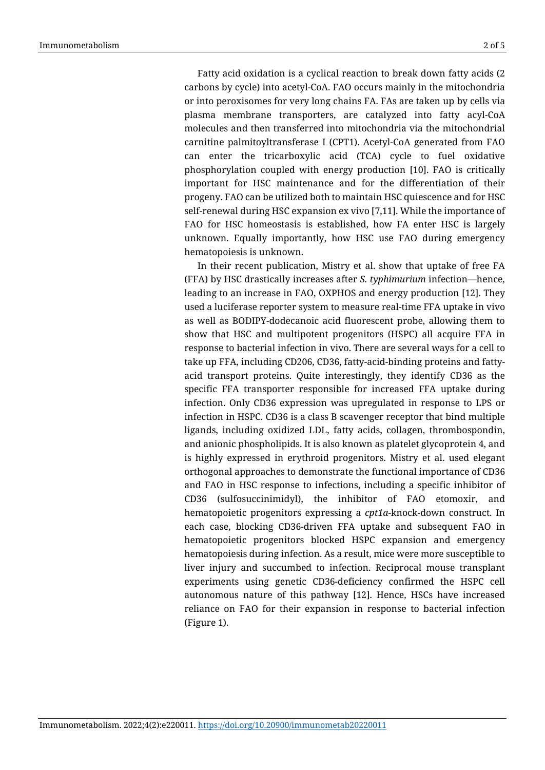Fatty acid oxidation is a cyclical reaction to break down fatty acids (2 carbons by cycle) into acetyl-CoA. FAO occurs mainly in the mitochondria or into peroxisomes for very long chains FA. FAs are taken up by cells via plasma membrane transporters, are catalyzed into fatty acyl-CoA molecules and then transferred into mitochondria via the mitochondrial carnitine palmitoyltransferase I (CPT1). Acetyl-CoA generated from FAO can enter the tricarboxylic acid (TCA) cycle to fuel oxidative phosphorylation coupled with energy production [10]. FAO is critically important for HSC maintenance and for the differentiation of their progeny. FAO can be utilized both to maintain HSC quiescence and for HSC self-renewal during HSC expansion ex vivo [7,11]. While the importance of FAO for HSC homeostasis is established, how FA enter HSC is largely unknown. Equally importantly, how HSC use FAO during emergency hematopoiesis is unknown.

In their recent publication, Mistry et al. show that uptake of free FA (FFA) by HSC drastically increases after *S. typhimurium* infection—hence, leading to an increase in FAO, OXPHOS and energy production [12]. They used a luciferase reporter system to measure real-time FFA uptake in vivo as well as BODIPY-dodecanoic acid fluorescent probe, allowing them to show that HSC and multipotent progenitors (HSPC) all acquire FFA in response to bacterial infection in vivo. There are several ways for a cell to take up FFA, including CD206, CD36, fatty-acid-binding proteins and fatty-acid transport proteins. Quite interestingly, they identify CD36 as the specific FFA transporter responsible for increased FFA uptake during infection. Only CD36 expression was upregulated in response to LPS or infection in HSPC. CD36 is a class B scavenger receptor that bind multiple ligands, including oxidized LDL, fatty acids, collagen, thrombospondin, and anionic phospholipids. It is also known as platelet glycoprotein 4, and is highly expressed in erythroid progenitors. Mistry et al. used elegant orthogonal approaches to demonstrate the functional importance of CD36 and FAO in HSC response to infections, including a specific inhibitor of CD36 (sulfosuccinimidyl), the inhibitor of FAO etomoxir, and hematopoietic progenitors expressing a *cpt1a*-knock-down construct. In each case, blocking CD36-driven FFA uptake and subsequent FAO in hematopoietic progenitors blocked HSPC expansion and emergency hematopoiesis during infection. As a result, mice were more susceptible to liver injury and succumbed to infection. Reciprocal mouse transplant experiments using genetic CD36-deficiency confirmed the HSPC cell autonomous nature of this pathway [12]. Hence, HSCs have increased reliance on FAO for their expansion in response to bacterial infection (Figure 1).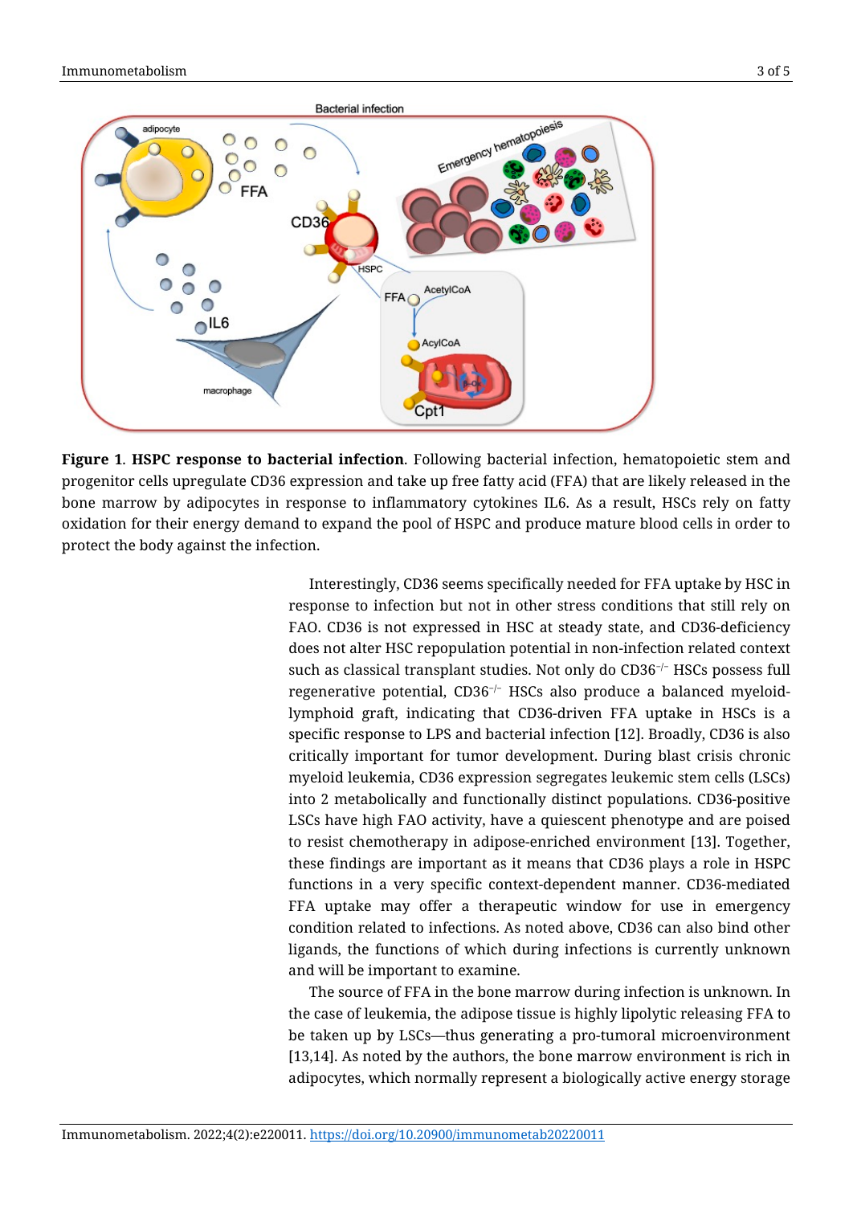**Figure 1**. **HSPC response to bacterial infection**. Following bacterial infection, hematopoietic stem and progenitor cells upregulate CD36 expression and take up free fatty acid (FFA) that are likely released in the bone marrow by adipocytes in response to inflammatory cytokines IL6. As a result, HSCs rely on fatty oxidation for their energy demand to expand the pool of HSPC and produce mature blood cells in order to protect the body against the infection.

Interestingly, CD36 seems specifically needed for FFA uptake by HSC in response to infection but not in other stress conditions that still rely on FAO. CD36 is not expressed in HSC at steady state, and CD36-deficiency does not alter HSC repopulation potential in non-infection related context such as classical transplant studies. Not only do CD36$^{-/-}$ HSCs possess full regenerative potential, CD36$^{-/-}$ HSCs also produce a balanced myeloid-lymphoid graft, indicating that CD36-driven FFA uptake in HSCs is a specific response to LPS and bacterial infection [12]. Broadly, CD36 is also critically important for tumor development. During blast crisis chronic myeloid leukemia, CD36 expression segregates leukemic stem cells (LSCs) into 2 metabolically and functionally distinct populations. CD36-positive LSCs have high FAO activity, have a quiescent phenotype and are poised to resist chemotherapy in adipose-enriched environment [13]. Together, these findings are important as it means that CD36 plays a role in HSPC functions in a very specific context-dependent manner. CD36-mediated FFA uptake may offer a therapeutic window for use in emergency condition related to infections. As noted above, CD36 can also bind other ligands, the functions of which during infections is currently unknown and will be important to examine.

The source of FFA in the bone marrow during infection is unknown. In the case of leukemia, the adipose tissue is highly lipolytic releasing FFA to be taken up by LSCs—thus generating a pro-tumoral microenvironment [13,14]. As noted by the authors, the bone marrow environment is rich in adipocytes, which normally represent a biologically active energy storage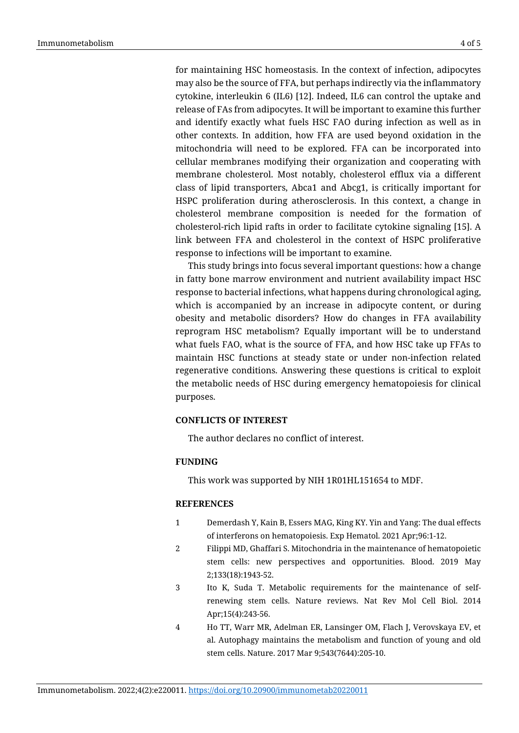for maintaining HSC homeostasis. In the context of infection, adipocytes may also be the source of FFA, but perhaps indirectly via the inflammatory cytokine, interleukin 6 (IL6) [12]. Indeed, IL6 can control the uptake and release of FAs from adipocytes. It will be important to examine this further and identify exactly what fuels HSC FAO during infection as well as in other contexts. In addition, how FFA are used beyond oxidation in the mitochondria will need to be explored. FFA can be incorporated into cellular membranes modifying their organization and cooperating with membrane cholesterol. Most notably, cholesterol efflux via a different class of lipid transporters, Abca1 and Abcg1, is critically important for HSPC proliferation during atherosclerosis. In this context, a change in cholesterol membrane composition is needed for the formation of cholesterol-rich lipid rafts in order to facilitate cytokine signaling [15]. A link between FFA and cholesterol in the context of HSPC proliferative response to infections will be important to examine.

This study brings into focus several important questions: how a change in fatty bone marrow environment and nutrient availability impact HSC response to bacterial infections, what happens during chronological aging, which is accompanied by an increase in adipocyte content, or during obesity and metabolic disorders? How do changes in FFA availability reprogram HSC metabolism? Equally important will be to understand what fuels FAO, what is the source of FFA, and how HSC take up FFAs to maintain HSC functions at steady state or under non-infection related regenerative conditions. Answering these questions is critical to exploit the metabolic needs of HSC during emergency hematopoiesis for clinical purposes.

## CONFLICTS OF INTEREST

The author declares no conflict of interest.

## FUNDING

This work was supported by NIH 1R01HL151654 to MDF.

## REFERENCES

1. Demerdash Y, Kain B, Essers MAG, King KY. Yin and Yang: The dual effects of interferons on hematopoiesis. Exp Hematol. 2021 Apr;96:1-12.
2. Filippi MD, Ghaffari S. Mitochondria in the maintenance of hematopoietic stem cells: new perspectives and opportunities. Blood. 2019 May 2;133(18):1943-52.
3. Ito K, Suda T. Metabolic requirements for the maintenance of self-renewing stem cells. Nature reviews. Nat Rev Mol Cell Biol. 2014 Apr;15(4):243-56.
4. Ho TT, Warr MR, Adelman ER, Lansinger OM, Flach J, Verovskaya EV, et al. Autophagy maintains the metabolism and function of young and old stem cells. Nature. 2017 Mar 9;543(7644):205-10.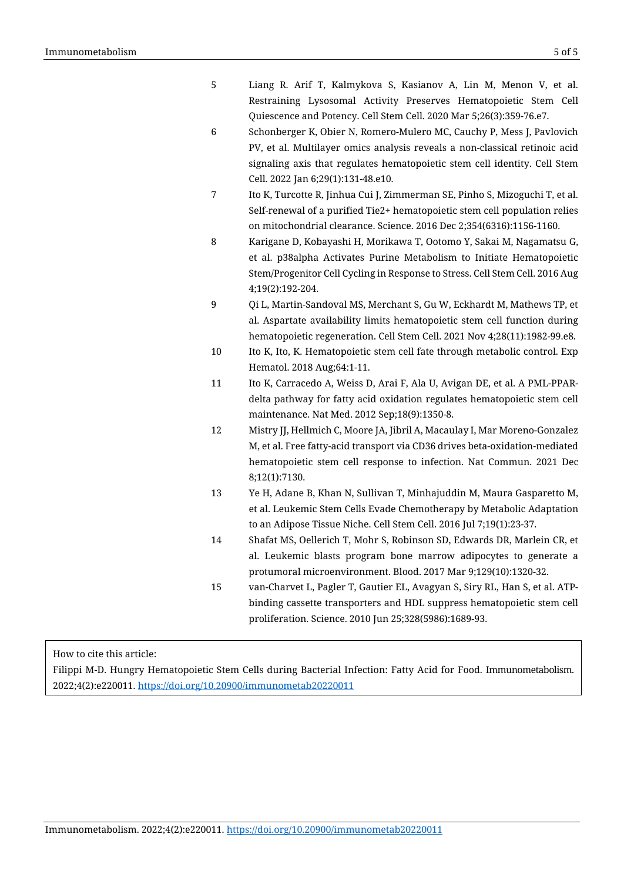5. Liang R. Arif T, Kalmykova S, Kasianov A, Lin M, Menon V, et al. Restraining Lysosomal Activity Preserves Hematopoietic Stem Cell Quiescence and Potency. Cell Stem Cell. 2020 Mar 5;26(3):359-76.e7.
6. Schonberger K, Obier N, Romero-Mulero MC, Cauchy P, Mess J, Pavlovich PV, et al. Multilayer omics analysis reveals a non-classical retinoic acid signaling axis that regulates hematopoietic stem cell identity. Cell Stem Cell. 2022 Jan 6;29(1):131-48.e10.
7. Ito K, Turcotte R, Jinhua Cui J, Zimmerman SE, Pinho S, Mizoguchi T, et al. Self-renewal of a purified Tie2+ hematopoietic stem cell population relies on mitochondrial clearance. Science. 2016 Dec 2;354(6316):1156-1160.
8. Karigane D, Kobayashi H, Morikawa T, Ootomo Y, Sakai M, Nagamatsu G, et al. p38alpha Activates Purine Metabolism to Initiate Hematopoietic Stem/Progenitor Cell Cycling in Response to Stress. Cell Stem Cell. 2016 Aug 4;19(2):192-204.
9. Qi L, Martin-Sandoval MS, Merchant S, Gu W, Eckhardt M, Mathews TP, et al. Aspartate availability limits hematopoietic stem cell function during hematopoietic regeneration. Cell Stem Cell. 2021 Nov 4;28(11):1982-99.e8.
10. Ito K, Ito, K. Hematopoietic stem cell fate through metabolic control. Exp Hematol. 2018 Aug;64:1-11.
11. Ito K, Carracedo A, Weiss D, Arai F, Ala U, Avigan DE, et al. A PML-PPAR-delta pathway for fatty acid oxidation regulates hematopoietic stem cell maintenance. Nat Med. 2012 Sep;18(9):1350-8.
12. Mistry JJ, Hellmich C, Moore JA, Jibril A, Macaulay I, Mar Moreno-Gonzalez M, et al. Free fatty-acid transport via CD36 drives beta-oxidation-mediated hematopoietic stem cell response to infection. Nat Commun. 2021 Dec 8;12(1):7130.
13. Ye H, Adane B, Khan N, Sullivan T, Minhajuddin M, Maura Gasparetto M, et al. Leukemic Stem Cells Evade Chemotherapy by Metabolic Adaptation to an Adipose Tissue Niche. Cell Stem Cell. 2016 Jul 7;19(1):23-37.
14. Shafat MS, Oellerich T, Mohr S, Robinson SD, Edwards DR, Marlein CR, et al. Leukemic blasts program bone marrow adipocytes to generate a protumoral microenvironment. Blood. 2017 Mar 9;129(10):1320-32.
15. van-Charvet L, Pagler T, Gautier EL, Avagyan S, Siry RL, Han S, et al. ATP-binding cassette transporters and HDL suppress hematopoietic stem cell proliferation. Science. 2010 Jun 25;328(5986):1689-93.

How to cite this article:
Filippi M-D. Hungry Hematopoietic Stem Cells during Bacterial Infection: Fatty Acid for Food. Immunometabolism. 2022;4(2):e220011. https://doi.org/10.20900/immunometab20220011